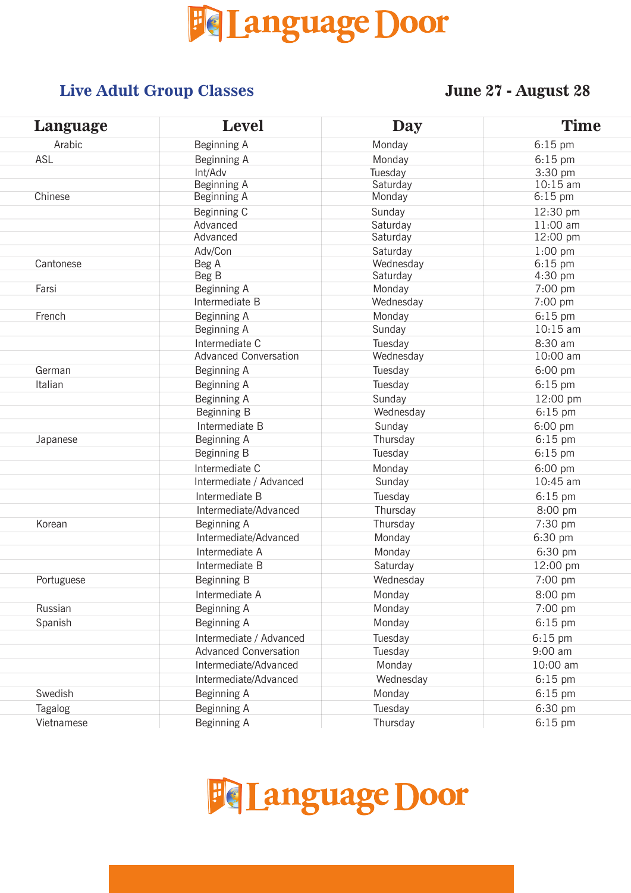# Language Door

## Live Adult Group Classes

**June 27 - August 28**

| Language | Level | Day | Time |
|---|---|---|---|
| Arabic | Beginning A | Monday | 6:15 pm |
| ASL | Beginning A | Monday | 6:15 pm |
| | Int/Adv | Tuesday | 3:30 pm |
| | Beginning A | Saturday | 10:15 am |
| Chinese | Beginning A | Monday | 6:15 pm |
| | Beginning C | Sunday | 12:30 pm |
| | Advanced | Saturday | 11:00 am |
| | Advanced | Saturday | 12:00 pm |
| | Adv/Con | Saturday | 1:00 pm |
| Cantonese | Beg A | Wednesday | 6:15 pm |
| | Beg B | Saturday | 4:30 pm |
| Farsi | Beginning A | Monday | 7:00 pm |
| | Intermediate B | Wednesday | 7:00 pm |
| French | Beginning A | Monday | 6:15 pm |
| | Beginning A | Sunday | 10:15 am |
| | Intermediate C | Tuesday | 8:30 am |
| | Advanced Conversation | Wednesday | 10:00 am |
| German | Beginning A | Tuesday | 6:00 pm |
| Italian | Beginning A | Tuesday | 6:15 pm |
| | Beginning A | Sunday | 12:00 pm |
| | Beginning B | Wednesday | 6:15 pm |
| | Intermediate B | Sunday | 6:00 pm |
| Japanese | Beginning A | Thursday | 6:15 pm |
| | Beginning B | Tuesday | 6:15 pm |
| | Intermediate C | Monday | 6:00 pm |
| | Intermediate / Advanced | Sunday | 10:45 am |
| | Intermediate B | Tuesday | 6:15 pm |
| | Intermediate/Advanced | Thursday | 8:00 pm |
| Korean | Beginning A | Thursday | 7:30 pm |
| | Intermediate/Advanced | Monday | 6:30 pm |
| | Intermediate A | Monday | 6:30 pm |
| | Intermediate B | Saturday | 12:00 pm |
| Portuguese | Beginning B | Wednesday | 7:00 pm |
| | Intermediate A | Monday | 8:00 pm |
| Russian | Beginning A | Monday | 7:00 pm |
| Spanish | Beginning A | Monday | 6:15 pm |
| | Intermediate / Advanced | Tuesday | 6:15 pm |
| | Advanced Conversation | Tuesday | 9:00 am |
| | Intermediate/Advanced | Monday | 10:00 am |
| | Intermediate/Advanced | Wednesday | 6:15 pm |
| Swedish | Beginning A | Monday | 6:15 pm |
| Tagalog | Beginning A | Tuesday | 6:30 pm |
| Vietnamese | Beginning A | Thursday | 6:15 pm |

Language Door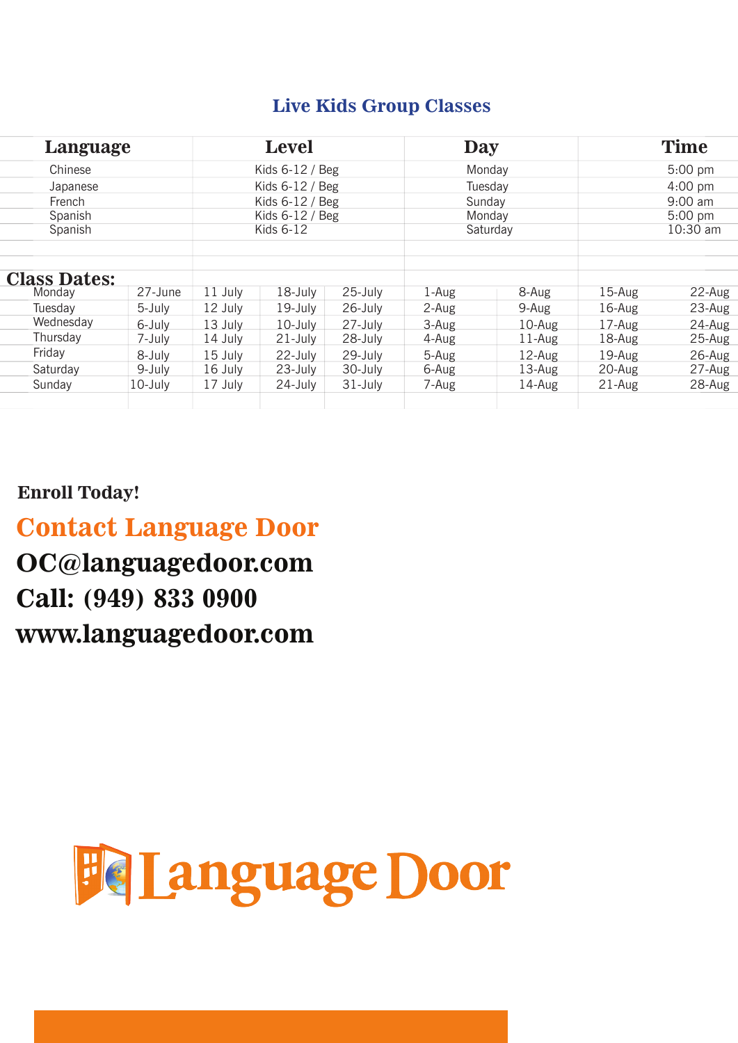## Live Kids Group Classes

| Language | Level | Day | Time |
|---|---|---|---|
| Chinese | Kids 6-12 / Beg | Monday | 5:00 pm |
| Japanese | Kids 6-12 / Beg | Tuesday | 4:00 pm |
| French | Kids 6-12 / Beg | Sunday | 9:00 am |
| Spanish | Kids 6-12 / Beg | Monday | 5:00 pm |
| Spanish | Kids 6-12 | Saturday | 10:30 am |

### Class Dates:

| | | | | | | | | |
|---|---|---|---|---|---|---|---|---|
| Monday | 27-June | 11 July | 18-July | 25-July | 1-Aug | 8-Aug | 15-Aug | 22-Aug |
| Tuesday | 5-July | 12 July | 19-July | 26-July | 2-Aug | 9-Aug | 16-Aug | 23-Aug |
| Wednesday | 6-July | 13 July | 10-July | 27-July | 3-Aug | 10-Aug | 17-Aug | 24-Aug |
| Thursday | 7-July | 14 July | 21-July | 28-July | 4-Aug | 11-Aug | 18-Aug | 25-Aug |
| Friday | 8-July | 15 July | 22-July | 29-July | 5-Aug | 12-Aug | 19-Aug | 26-Aug |
| Saturday | 9-July | 16 July | 23-July | 30-July | 6-Aug | 13-Aug | 20-Aug | 27-Aug |
| Sunday | 10-July | 17 July | 24-July | 31-July | 7-Aug | 14-Aug | 21-Aug | 28-Aug |

**Enroll Today!**

**Contact Language Door**

**OC@languagedoor.com**

**Call: (949) 833 0900**

**www.languagedoor.com**

Language Door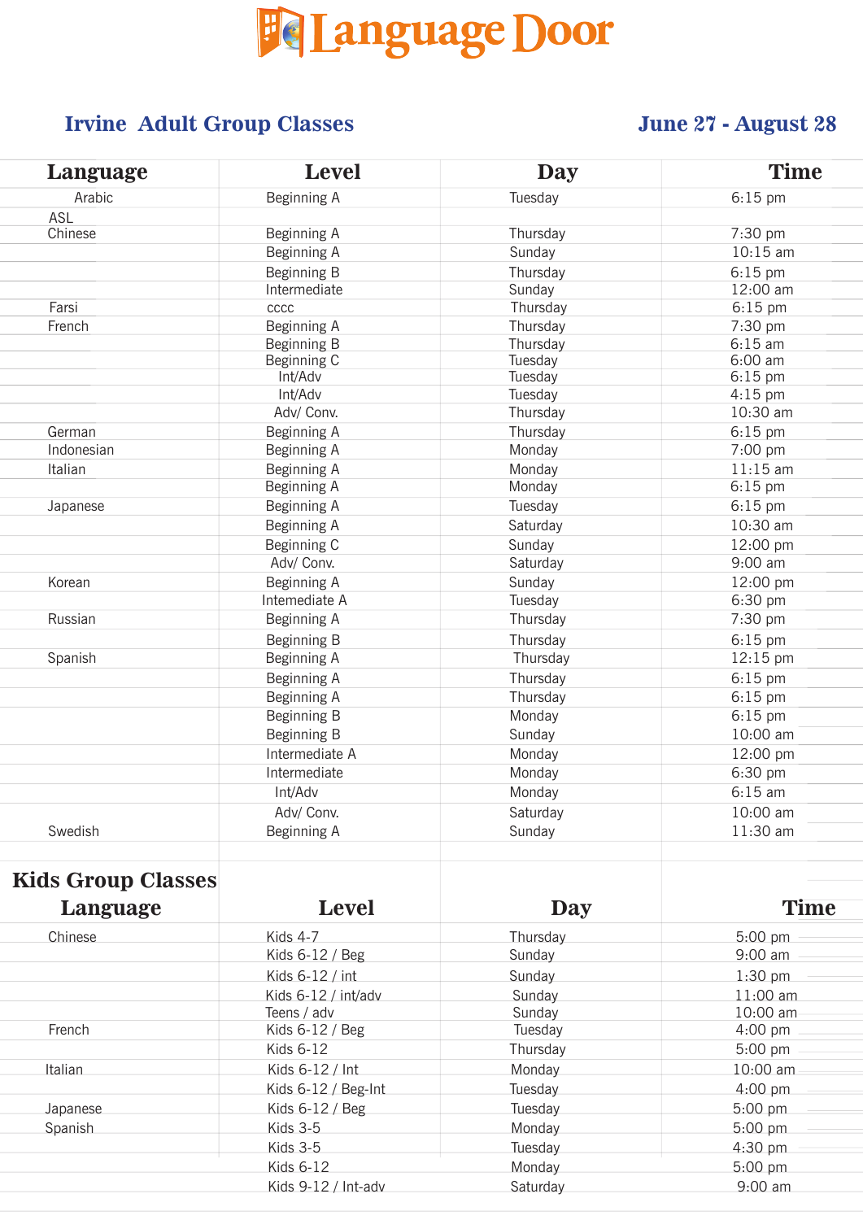# Language Door

## Irvine Adult Group Classes

**June 27 - August 28**

| Language | Level | Day | Time |
|---|---|---|---|
| Arabic | Beginning A | Tuesday | 6:15 pm |
| ASL | | | |
| Chinese | Beginning A | Thursday | 7:30 pm |
| | Beginning A | Sunday | 10:15 am |
| | Beginning B | Thursday | 6:15 pm |
| | Intermediate | Sunday | 12:00 am |
| Farsi | cccc | Thursday | 6:15 pm |
| French | Beginning A | Thursday | 7:30 pm |
| | Beginning B | Thursday | 6:15 am |
| | Beginning C | Tuesday | 6:00 am |
| | Int/Adv | Tuesday | 6:15 pm |
| | Int/Adv | Tuesday | 4:15 pm |
| | Adv/ Conv. | Thursday | 10:30 am |
| German | Beginning A | Thursday | 6:15 pm |
| Indonesian | Beginning A | Monday | 7:00 pm |
| Italian | Beginning A | Monday | 11:15 am |
| | Beginning A | Monday | 6:15 pm |
| Japanese | Beginning A | Tuesday | 6:15 pm |
| | Beginning A | Saturday | 10:30 am |
| | Beginning C | Sunday | 12:00 pm |
| | Adv/ Conv. | Saturday | 9:00 am |
| Korean | Beginning A | Sunday | 12:00 pm |
| | Intemediate A | Tuesday | 6:30 pm |
| Russian | Beginning A | Thursday | 7:30 pm |
| | Beginning B | Thursday | 6:15 pm |
| Spanish | Beginning A | Thursday | 12:15 pm |
| | Beginning A | Thursday | 6:15 pm |
| | Beginning A | Thursday | 6:15 pm |
| | Beginning B | Monday | 6:15 pm |
| | Beginning B | Sunday | 10:00 am |
| | Intermediate A | Monday | 12:00 pm |
| | Intermediate | Monday | 6:30 pm |
| | Int/Adv | Monday | 6:15 am |
| | Adv/ Conv. | Saturday | 10:00 am |
| Swedish | Beginning A | Sunday | 11:30 am |

## Kids Group Classes

| Language | Level | Day | Time |
|---|---|---|---|
| Chinese | Kids 4-7 | Thursday | 5:00 pm |
| | Kids 6-12 / Beg | Sunday | 9:00 am |
| | Kids 6-12 / int | Sunday | 1:30 pm |
| | Kids 6-12 / int/adv | Sunday | 11:00 am |
| | Teens / adv | Sunday | 10:00 am |
| French | Kids 6-12 / Beg | Tuesday | 4:00 pm |
| | Kids 6-12 | Thursday | 5:00 pm |
| Italian | Kids 6-12 / Int | Monday | 10:00 am |
| | Kids 6-12 / Beg-Int | Tuesday | 4:00 pm |
| Japanese | Kids 6-12 / Beg | Tuesday | 5:00 pm |
| Spanish | Kids 3-5 | Monday | 5:00 pm |
| | Kids 3-5 | Tuesday | 4:30 pm |
| | Kids 6-12 | Monday | 5:00 pm |
| | Kids 9-12 / Int-adv | Saturday | 9:00 am |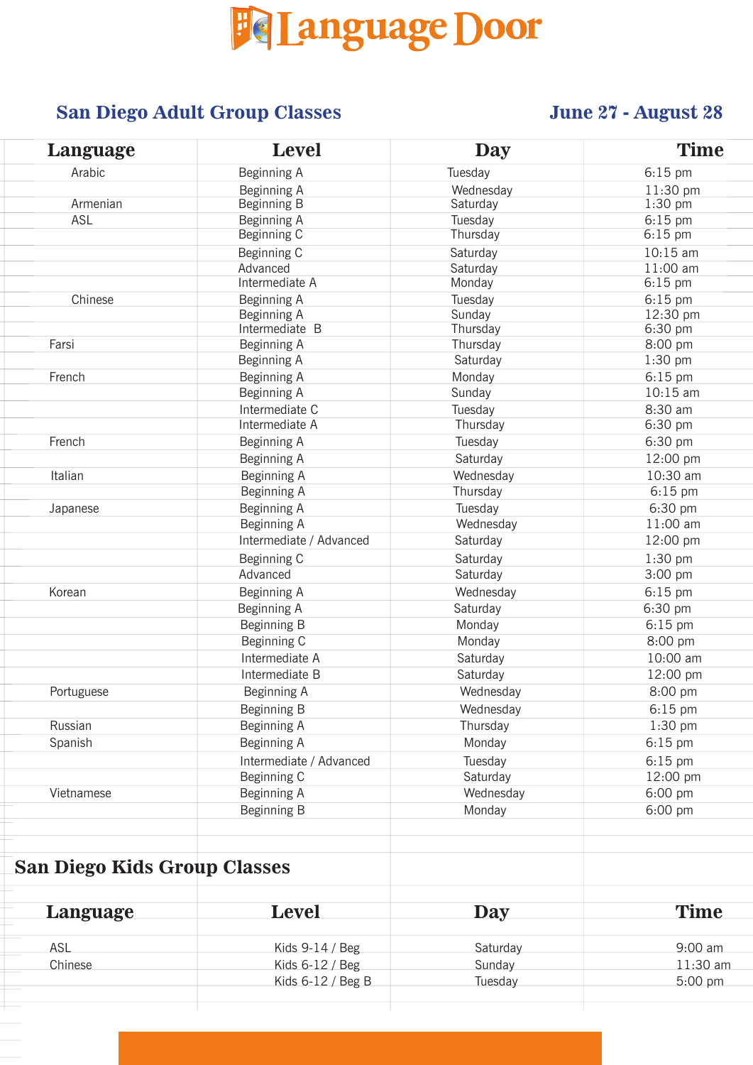# Language Door

## San Diego Adult Group Classes

**June 27 - August 28**

| Language | Level | Day | Time |
|---|---|---|---|
| Arabic | Beginning A | Tuesday | 6:15 pm |
| | Beginning A | Wednesday | 11:30 pm |
| Armenian | Beginning B | Saturday | 1:30 pm |
| ASL | Beginning A | Tuesday | 6:15 pm |
| | Beginning C | Thursday | 6:15 pm |
| | Beginning C | Saturday | 10:15 am |
| | Advanced | Saturday | 11:00 am |
| | Intermediate A | Monday | 6:15 pm |
| Chinese | Beginning A | Tuesday | 6:15 pm |
| | Beginning A | Sunday | 12:30 pm |
| | Intermediate B | Thursday | 6:30 pm |
| Farsi | Beginning A | Thursday | 8:00 pm |
| | Beginning A | Saturday | 1:30 pm |
| French | Beginning A | Monday | 6:15 pm |
| | Beginning A | Sunday | 10:15 am |
| | Intermediate C | Tuesday | 8:30 am |
| | Intermediate A | Thursday | 6:30 pm |
| French | Beginning A | Tuesday | 6:30 pm |
| | Beginning A | Saturday | 12:00 pm |
| Italian | Beginning A | Wednesday | 10:30 am |
| | Beginning A | Thursday | 6:15 pm |
| Japanese | Beginning A | Tuesday | 6:30 pm |
| | Beginning A | Wednesday | 11:00 am |
| | Intermediate / Advanced | Saturday | 12:00 pm |
| | Beginning C | Saturday | 1:30 pm |
| | Advanced | Saturday | 3:00 pm |
| Korean | Beginning A | Wednesday | 6:15 pm |
| | Beginning A | Saturday | 6:30 pm |
| | Beginning B | Monday | 6:15 pm |
| | Beginning C | Monday | 8:00 pm |
| | Intermediate A | Saturday | 10:00 am |
| | Intermediate B | Saturday | 12:00 pm |
| Portuguese | Beginning A | Wednesday | 8:00 pm |
| | Beginning B | Wednesday | 6:15 pm |
| Russian | Beginning A | Thursday | 1:30 pm |
| Spanish | Beginning A | Monday | 6:15 pm |
| | Intermediate / Advanced | Tuesday | 6:15 pm |
| | Beginning C | Saturday | 12:00 pm |
| Vietnamese | Beginning A | Wednesday | 6:00 pm |
| | Beginning B | Monday | 6:00 pm |

## San Diego Kids Group Classes

| Language | Level | Day | Time |
|---|---|---|---|
| ASL | Kids 9-14 / Beg | Saturday | 9:00 am |
| Chinese | Kids 6-12 / Beg | Sunday | 11:30 am |
| | Kids 6-12 / Beg B | Tuesday | 5:00 pm |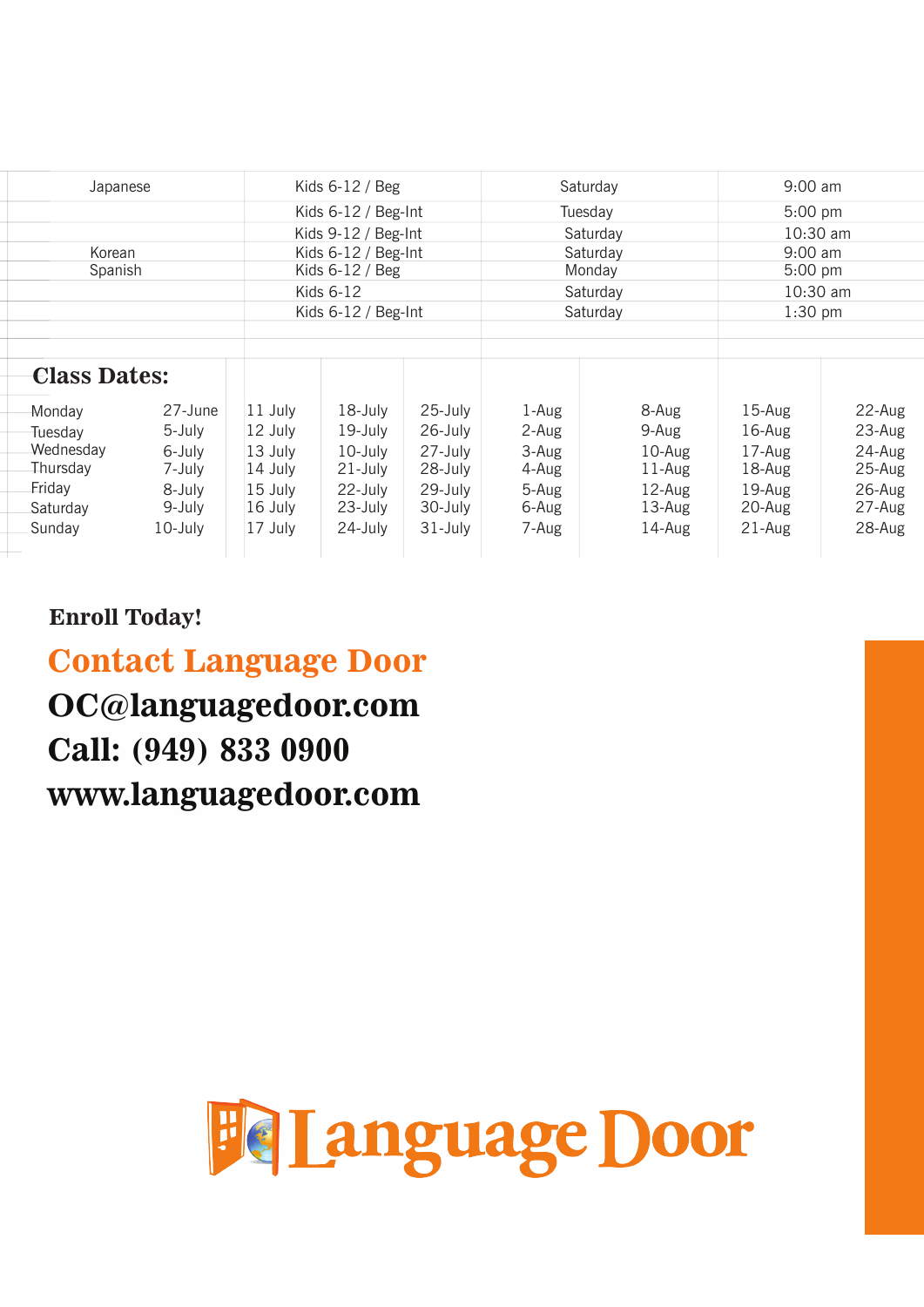| | | | |
|---|---|---|---|
| Japanese | Kids 6-12 / Beg | Saturday | 9:00 am |
| | Kids 6-12 / Beg-Int | Tuesday | 5:00 pm |
| | Kids 9-12 / Beg-Int | Saturday | 10:30 am |
| Korean | Kids 6-12 / Beg-Int | Saturday | 9:00 am |
| Spanish | Kids 6-12 / Beg | Monday | 5:00 pm |
| | Kids 6-12 | Saturday | 10:30 am |
| | Kids 6-12 / Beg-Int | Saturday | 1:30 pm |

**Class Dates:**

| | | | | | | | | |
|---|---|---|---|---|---|---|---|---|
| Monday | 27-June | 11 July | 18-July | 25-July | 1-Aug | 8-Aug | 15-Aug | 22-Aug |
| Tuesday | 5-July | 12 July | 19-July | 26-July | 2-Aug | 9-Aug | 16-Aug | 23-Aug |
| Wednesday | 6-July | 13 July | 10-July | 27-July | 3-Aug | 10-Aug | 17-Aug | 24-Aug |
| Thursday | 7-July | 14 July | 21-July | 28-July | 4-Aug | 11-Aug | 18-Aug | 25-Aug |
| Friday | 8-July | 15 July | 22-July | 29-July | 5-Aug | 12-Aug | 19-Aug | 26-Aug |
| Saturday | 9-July | 16 July | 23-July | 30-July | 6-Aug | 13-Aug | 20-Aug | 27-Aug |
| Sunday | 10-July | 17 July | 24-July | 31-July | 7-Aug | 14-Aug | 21-Aug | 28-Aug |

**Enroll Today!**

## Contact Language Door

**OC@languagedoor.com**

**Call: (949) 833 0900**

**www.languagedoor.com**

Language Door